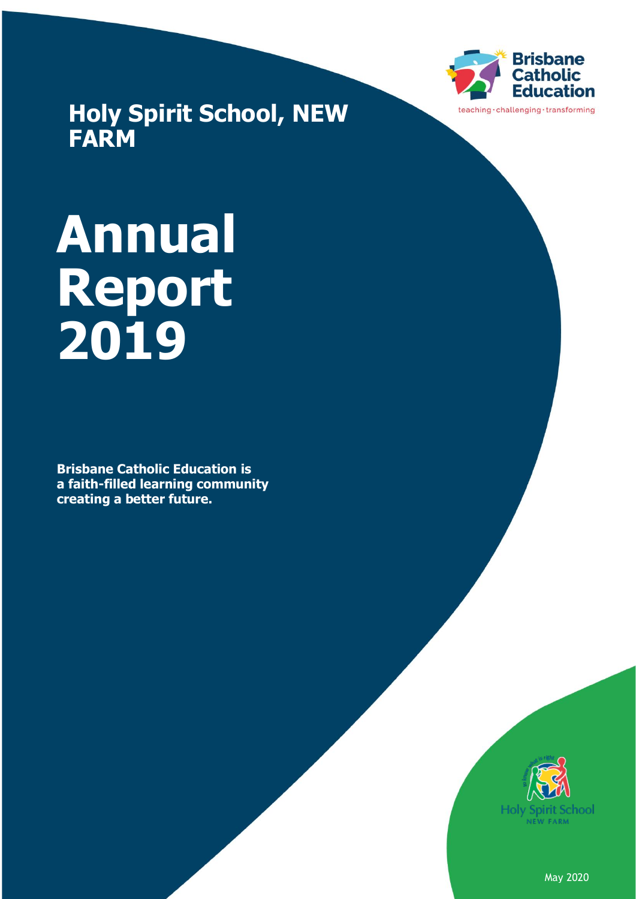Brisbane Catholic Education

teaching · challenging · transforming

# Holy Spirit School, NEW FARM

# Annual Report 2019

**Brisbane Catholic Education is a faith-filled learning community creating a better future.**

to know what is right

Holy Spirit School

NEW FARM

May 2020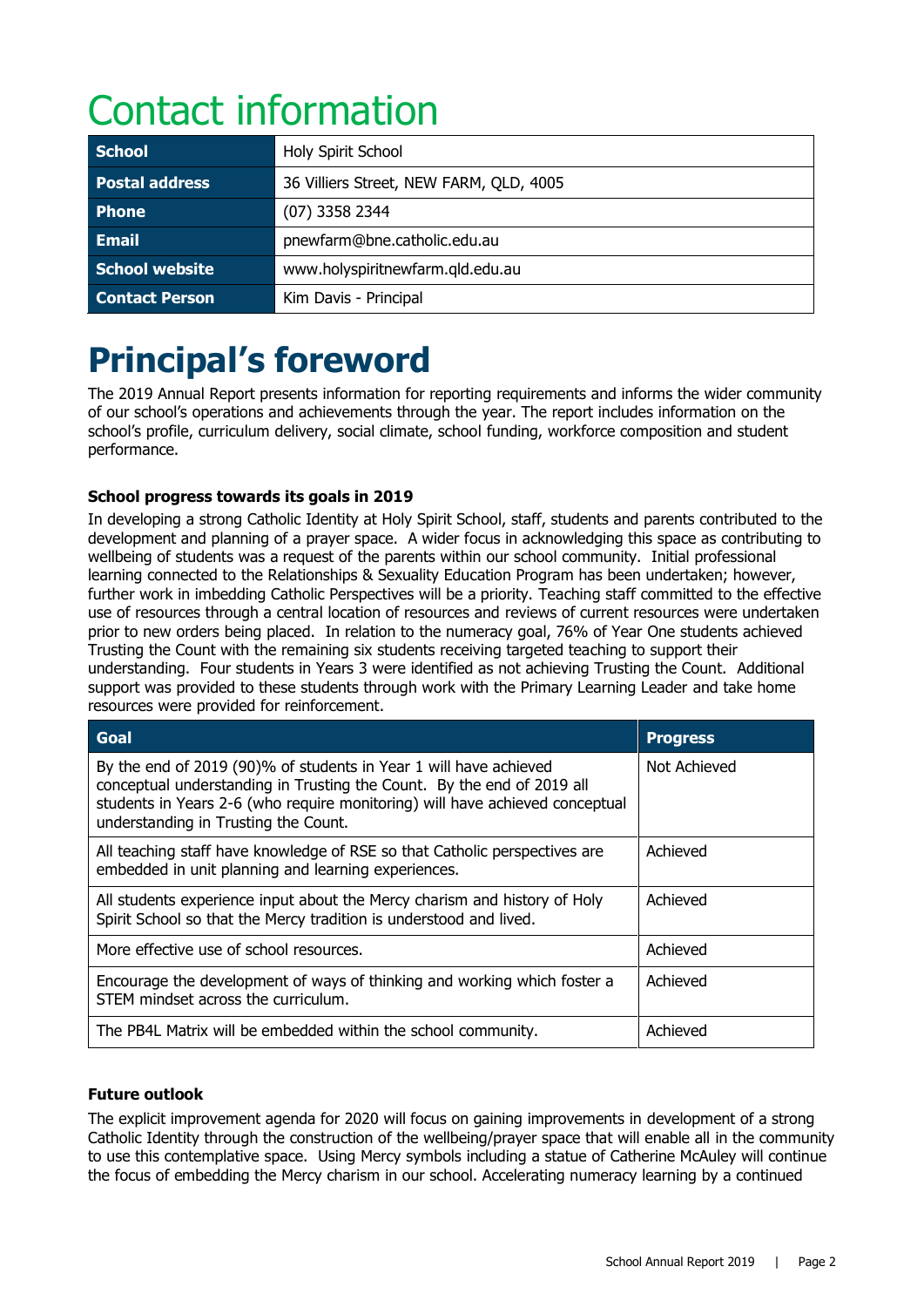# Contact information

| School | Holy Spirit School |
|---|---|
| Postal address | 36 Villiers Street, NEW FARM, QLD, 4005 |
| Phone | (07) 3358 2344 |
| Email | pnewfarm@bne.catholic.edu.au |
| School website | www.holyspiritnewfarm.qld.edu.au |
| Contact Person | Kim Davis - Principal |

# Principal's foreword

The 2019 Annual Report presents information for reporting requirements and informs the wider community of our school's operations and achievements through the year. The report includes information on the school's profile, curriculum delivery, social climate, school funding, workforce composition and student performance.

**School progress towards its goals in 2019**

In developing a strong Catholic Identity at Holy Spirit School, staff, students and parents contributed to the development and planning of a prayer space. A wider focus in acknowledging this space as contributing to wellbeing of students was a request of the parents within our school community. Initial professional learning connected to the Relationships & Sexuality Education Program has been undertaken; however, further work in imbedding Catholic Perspectives will be a priority. Teaching staff committed to the effective use of resources through a central location of resources and reviews of current resources were undertaken prior to new orders being placed. In relation to the numeracy goal, 76% of Year One students achieved Trusting the Count with the remaining six students receiving targeted teaching to support their understanding. Four students in Years 3 were identified as not achieving Trusting the Count. Additional support was provided to these students through work with the Primary Learning Leader and take home resources were provided for reinforcement.

| Goal | Progress |
|---|---|
| By the end of 2019 (90)% of students in Year 1 will have achieved conceptual understanding in Trusting the Count. By the end of 2019 all students in Years 2-6 (who require monitoring) will have achieved conceptual understanding in Trusting the Count. | Not Achieved |
| All teaching staff have knowledge of RSE so that Catholic perspectives are embedded in unit planning and learning experiences. | Achieved |
| All students experience input about the Mercy charism and history of Holy Spirit School so that the Mercy tradition is understood and lived. | Achieved |
| More effective use of school resources. | Achieved |
| Encourage the development of ways of thinking and working which foster a STEM mindset across the curriculum. | Achieved |
| The PB4L Matrix will be embedded within the school community. | Achieved |

**Future outlook**

The explicit improvement agenda for 2020 will focus on gaining improvements in development of a strong Catholic Identity through the construction of the wellbeing/prayer space that will enable all in the community to use this contemplative space. Using Mercy symbols including a statue of Catherine McAuley will continue the focus of embedding the Mercy charism in our school. Accelerating numeracy learning by a continued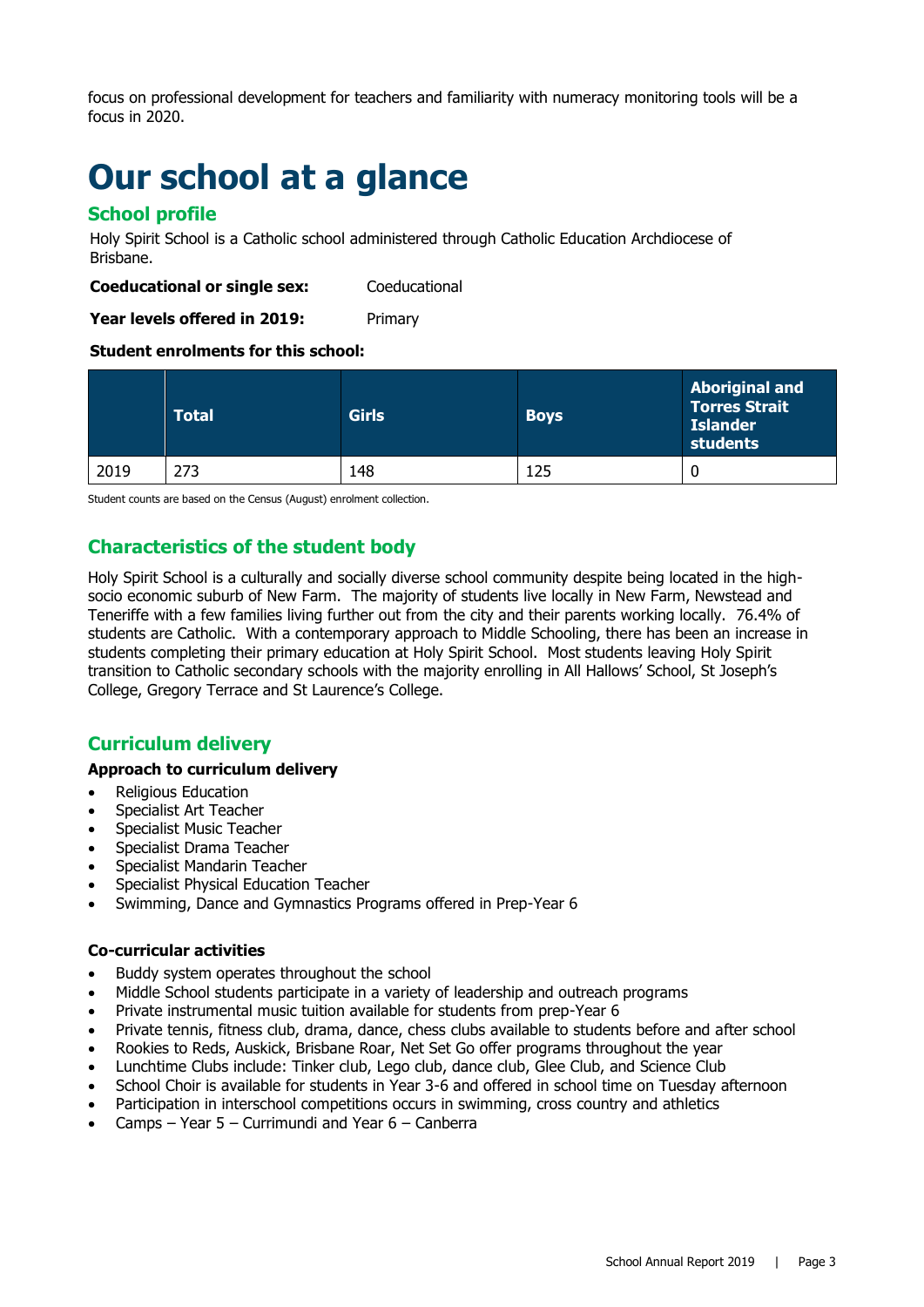focus on professional development for teachers and familiarity with numeracy monitoring tools will be a focus in 2020.

# Our school at a glance

## School profile

Holy Spirit School is a Catholic school administered through Catholic Education Archdiocese of Brisbane.

**Coeducational or single sex:** Coeducational

**Year levels offered in 2019:** Primary

**Student enrolments for this school:**

| | Total | Girls | Boys | Aboriginal and Torres Strait Islander students |
|---|---|---|---|---|
| 2019 | 273 | 148 | 125 | 0 |

Student counts are based on the Census (August) enrolment collection.

## Characteristics of the student body

Holy Spirit School is a culturally and socially diverse school community despite being located in the high-socio economic suburb of New Farm. The majority of students live locally in New Farm, Newstead and Teneriffe with a few families living further out from the city and their parents working locally. 76.4% of students are Catholic. With a contemporary approach to Middle Schooling, there has been an increase in students completing their primary education at Holy Spirit School. Most students leaving Holy Spirit transition to Catholic secondary schools with the majority enrolling in All Hallows' School, St Joseph's College, Gregory Terrace and St Laurence's College.

## Curriculum delivery

**Approach to curriculum delivery**

- Religious Education
- Specialist Art Teacher
- Specialist Music Teacher
- Specialist Drama Teacher
- Specialist Mandarin Teacher
- Specialist Physical Education Teacher
- Swimming, Dance and Gymnastics Programs offered in Prep-Year 6

**Co-curricular activities**

- Buddy system operates throughout the school
- Middle School students participate in a variety of leadership and outreach programs
- Private instrumental music tuition available for students from prep-Year 6
- Private tennis, fitness club, drama, dance, chess clubs available to students before and after school
- Rookies to Reds, Auskick, Brisbane Roar, Net Set Go offer programs throughout the year
- Lunchtime Clubs include: Tinker club, Lego club, dance club, Glee Club, and Science Club
- School Choir is available for students in Year 3-6 and offered in school time on Tuesday afternoon
- Participation in interschool competitions occurs in swimming, cross country and athletics
- Camps – Year 5 – Currimundi and Year 6 – Canberra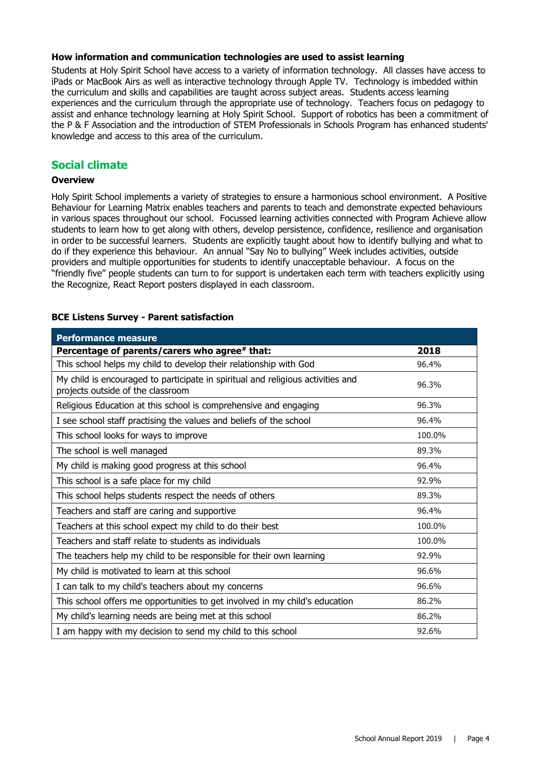**How information and communication technologies are used to assist learning**

Students at Holy Spirit School have access to a variety of information technology. All classes have access to iPads or MacBook Airs as well as interactive technology through Apple TV. Technology is imbedded within the curriculum and skills and capabilities are taught across subject areas. Students access learning experiences and the curriculum through the appropriate use of technology. Teachers focus on pedagogy to assist and enhance technology learning at Holy Spirit School. Support of robotics has been a commitment of the P & F Association and the introduction of STEM Professionals in Schools Program has enhanced students' knowledge and access to this area of the curriculum.

## Social climate

**Overview**

Holy Spirit School implements a variety of strategies to ensure a harmonious school environment. A Positive Behaviour for Learning Matrix enables teachers and parents to teach and demonstrate expected behaviours in various spaces throughout our school. Focussed learning activities connected with Program Achieve allow students to learn how to get along with others, develop persistence, confidence, resilience and organisation in order to be successful learners. Students are explicitly taught about how to identify bullying and what to do if they experience this behaviour. An annual "Say No to bullying" Week includes activities, outside providers and multiple opportunities for students to identify unacceptable behaviour. A focus on the "friendly five" people students can turn to for support is undertaken each term with teachers explicitly using the Recognize, React Report posters displayed in each classroom.

**BCE Listens Survey - Parent satisfaction**

| Performance measure | |
|---|---|
| **Percentage of parents/carers who agree# that:** | **2018** |
| This school helps my child to develop their relationship with God | 96.4% |
| My child is encouraged to participate in spiritual and religious activities and projects outside of the classroom | 96.3% |
| Religious Education at this school is comprehensive and engaging | 96.3% |
| I see school staff practising the values and beliefs of the school | 96.4% |
| This school looks for ways to improve | 100.0% |
| The school is well managed | 89.3% |
| My child is making good progress at this school | 96.4% |
| This school is a safe place for my child | 92.9% |
| This school helps students respect the needs of others | 89.3% |
| Teachers and staff are caring and supportive | 96.4% |
| Teachers at this school expect my child to do their best | 100.0% |
| Teachers and staff relate to students as individuals | 100.0% |
| The teachers help my child to be responsible for their own learning | 92.9% |
| My child is motivated to learn at this school | 96.6% |
| I can talk to my child's teachers about my concerns | 96.6% |
| This school offers me opportunities to get involved in my child's education | 86.2% |
| My child's learning needs are being met at this school | 86.2% |
| I am happy with my decision to send my child to this school | 92.6% |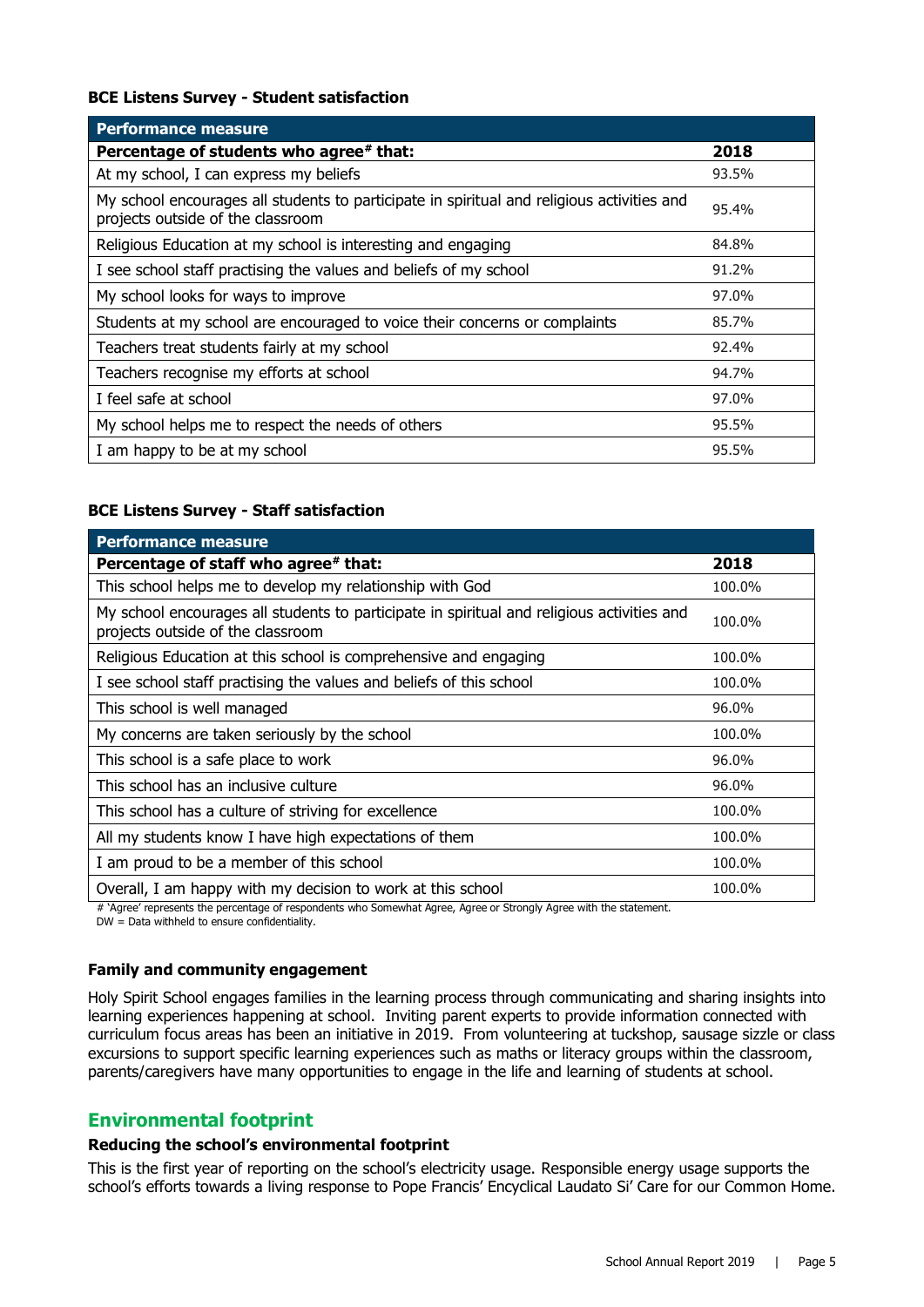**BCE Listens Survey - Student satisfaction**

| Performance measure | |
|---|---|
| **Percentage of students who agree# that:** | **2018** |
| At my school, I can express my beliefs | 93.5% |
| My school encourages all students to participate in spiritual and religious activities and projects outside of the classroom | 95.4% |
| Religious Education at my school is interesting and engaging | 84.8% |
| I see school staff practising the values and beliefs of my school | 91.2% |
| My school looks for ways to improve | 97.0% |
| Students at my school are encouraged to voice their concerns or complaints | 85.7% |
| Teachers treat students fairly at my school | 92.4% |
| Teachers recognise my efforts at school | 94.7% |
| I feel safe at school | 97.0% |
| My school helps me to respect the needs of others | 95.5% |
| I am happy to be at my school | 95.5% |

**BCE Listens Survey - Staff satisfaction**

| Performance measure | |
|---|---|
| **Percentage of staff who agree# that:** | **2018** |
| This school helps me to develop my relationship with God | 100.0% |
| My school encourages all students to participate in spiritual and religious activities and projects outside of the classroom | 100.0% |
| Religious Education at this school is comprehensive and engaging | 100.0% |
| I see school staff practising the values and beliefs of this school | 100.0% |
| This school is well managed | 96.0% |
| My concerns are taken seriously by the school | 100.0% |
| This school is a safe place to work | 96.0% |
| This school has an inclusive culture | 96.0% |
| This school has a culture of striving for excellence | 100.0% |
| All my students know I have high expectations of them | 100.0% |
| I am proud to be a member of this school | 100.0% |
| Overall, I am happy with my decision to work at this school | 100.0% |

# 'Agree' represents the percentage of respondents who Somewhat Agree, Agree or Strongly Agree with the statement.
DW = Data withheld to ensure confidentiality.

**Family and community engagement**

Holy Spirit School engages families in the learning process through communicating and sharing insights into learning experiences happening at school. Inviting parent experts to provide information connected with curriculum focus areas has been an initiative in 2019. From volunteering at tuckshop, sausage sizzle or class excursions to support specific learning experiences such as maths or literacy groups within the classroom, parents/caregivers have many opportunities to engage in the life and learning of students at school.

## Environmental footprint

**Reducing the school's environmental footprint**

This is the first year of reporting on the school's electricity usage. Responsible energy usage supports the school's efforts towards a living response to Pope Francis' Encyclical Laudato Si' Care for our Common Home.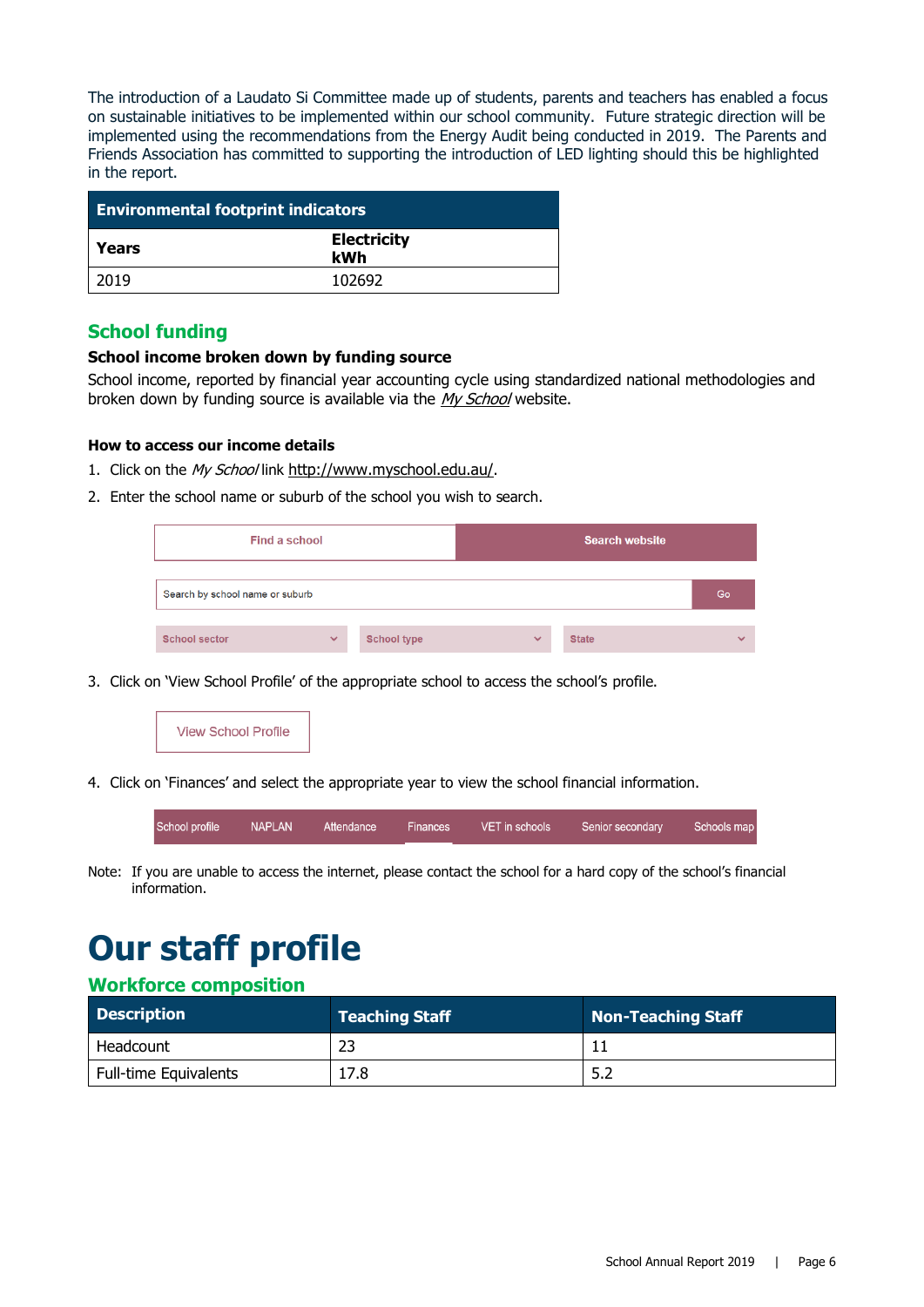The introduction of a Laudato Si Committee made up of students, parents and teachers has enabled a focus on sustainable initiatives to be implemented within our school community. Future strategic direction will be implemented using the recommendations from the Energy Audit being conducted in 2019. The Parents and Friends Association has committed to supporting the introduction of LED lighting should this be highlighted in the report.

| Environmental footprint indicators | |
|---|---|
| **Years** | **Electricity kWh** |
| 2019 | 102692 |

## School funding

### School income broken down by funding source

School income, reported by financial year accounting cycle using standardized national methodologies and broken down by funding source is available via the *My School* website.

### How to access our income details

1. Click on the *My School* link http://www.myschool.edu.au/.
2. Enter the school name or suburb of the school you wish to search.

| Find a school | Search website |
|---|---|
| Search by school name or suburb | Go |
| School sector | School type | State |

3. Click on 'View School Profile' of the appropriate school to access the school's profile.

View School Profile

4. Click on 'Finances' and select the appropriate year to view the school financial information.

School profile | NAPLAN | Attendance | Finances | VET in schools | Senior secondary | Schools map

Note: If you are unable to access the internet, please contact the school for a hard copy of the school's financial information.

# Our staff profile

## Workforce composition

| Description | Teaching Staff | Non-Teaching Staff |
|---|---|---|
| Headcount | 23 | 11 |
| Full-time Equivalents | 17.8 | 5.2 |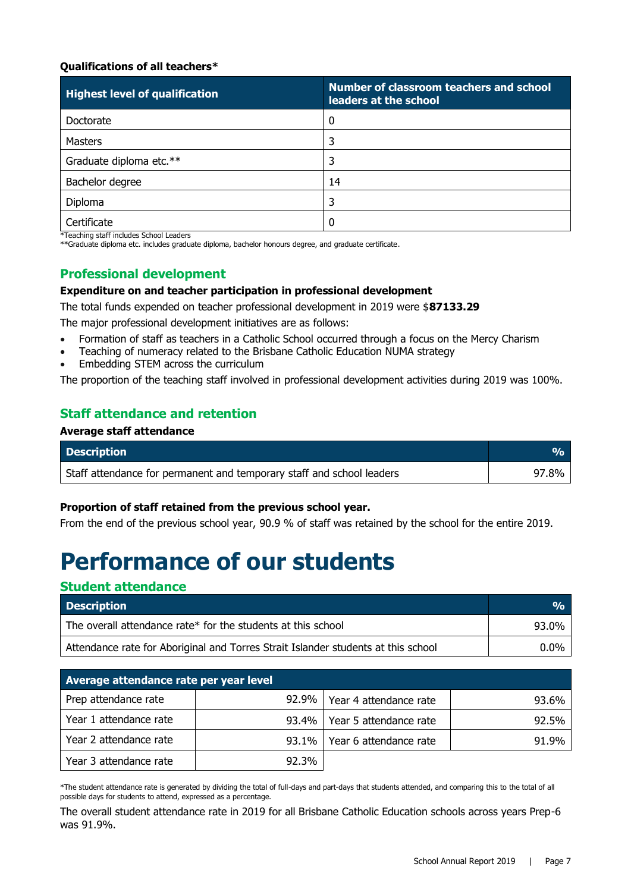**Qualifications of all teachers***

| Highest level of qualification | Number of classroom teachers and school leaders at the school |
|---|---|
| Doctorate | 0 |
| Masters | 3 |
| Graduate diploma etc.** | 3 |
| Bachelor degree | 14 |
| Diploma | 3 |
| Certificate | 0 |

*Teaching staff includes School Leaders
**Graduate diploma etc. includes graduate diploma, bachelor honours degree, and graduate certificate.

## Professional development

**Expenditure on and teacher participation in professional development**

The total funds expended on teacher professional development in 2019 were $**87133.29**

The major professional development initiatives are as follows:

- Formation of staff as teachers in a Catholic School occurred through a focus on the Mercy Charism
- Teaching of numeracy related to the Brisbane Catholic Education NUMA strategy
- Embedding STEM across the curriculum

The proportion of the teaching staff involved in professional development activities during 2019 was 100%.

## Staff attendance and retention

**Average staff attendance**

| Description | % |
|---|---|
| Staff attendance for permanent and temporary staff and school leaders | 97.8% |

**Proportion of staff retained from the previous school year.**

From the end of the previous school year, 90.9 % of staff was retained by the school for the entire 2019.

# Performance of our students

## Student attendance

| Description | % |
|---|---|
| The overall attendance rate* for the students at this school | 93.0% |
| Attendance rate for Aboriginal and Torres Strait Islander students at this school | 0.0% |

| Average attendance rate per year level | | | |
|---|---|---|---|
| Prep attendance rate | 92.9% | Year 4 attendance rate | 93.6% |
| Year 1 attendance rate | 93.4% | Year 5 attendance rate | 92.5% |
| Year 2 attendance rate | 93.1% | Year 6 attendance rate | 91.9% |
| Year 3 attendance rate | 92.3% | | |

*The student attendance rate is generated by dividing the total of full-days and part-days that students attended, and comparing this to the total of all possible days for students to attend, expressed as a percentage.

The overall student attendance rate in 2019 for all Brisbane Catholic Education schools across years Prep-6 was 91.9%.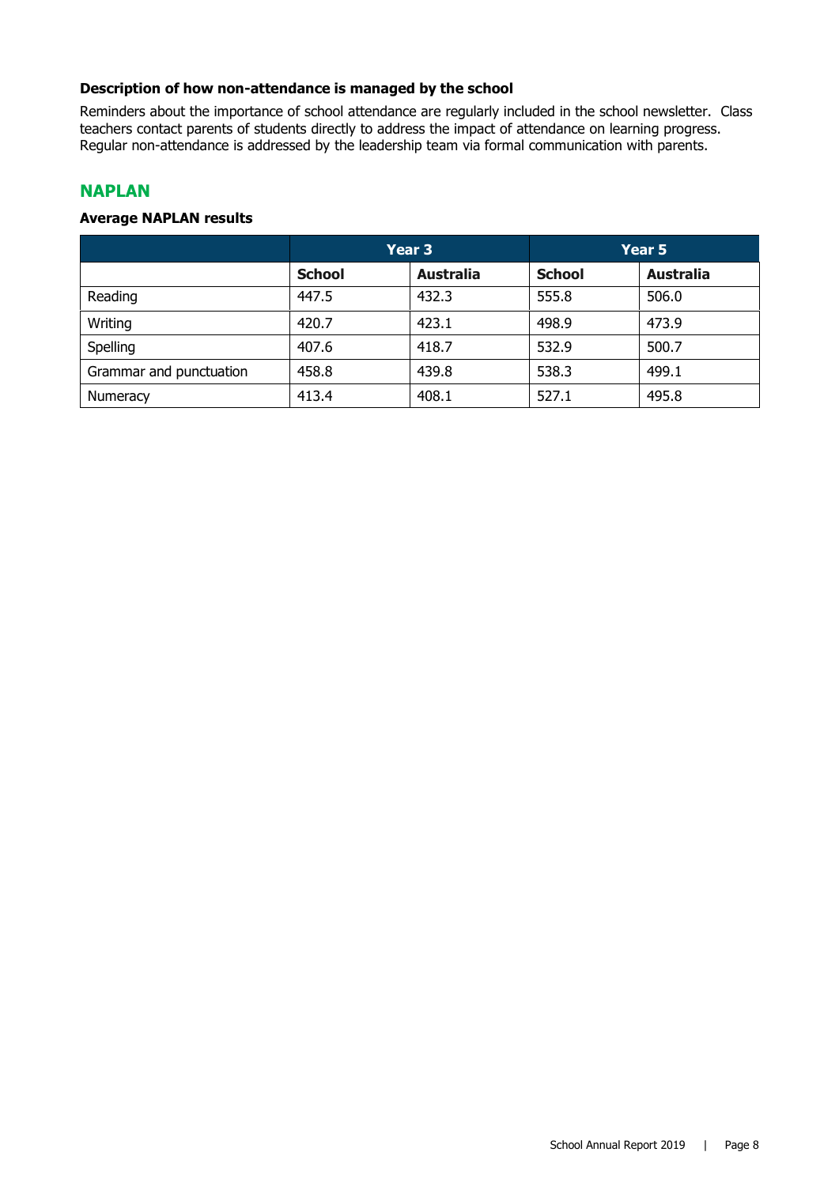**Description of how non-attendance is managed by the school**

Reminders about the importance of school attendance are regularly included in the school newsletter. Class teachers contact parents of students directly to address the impact of attendance on learning progress. Regular non-attendance is addressed by the leadership team via formal communication with parents.

## NAPLAN

**Average NAPLAN results**

| | Year 3 | | Year 5 | |
|---|---|---|---|---|
| | **School** | **Australia** | **School** | **Australia** |
| Reading | 447.5 | 432.3 | 555.8 | 506.0 |
| Writing | 420.7 | 423.1 | 498.9 | 473.9 |
| Spelling | 407.6 | 418.7 | 532.9 | 500.7 |
| Grammar and punctuation | 458.8 | 439.8 | 538.3 | 499.1 |
| Numeracy | 413.4 | 408.1 | 527.1 | 495.8 |